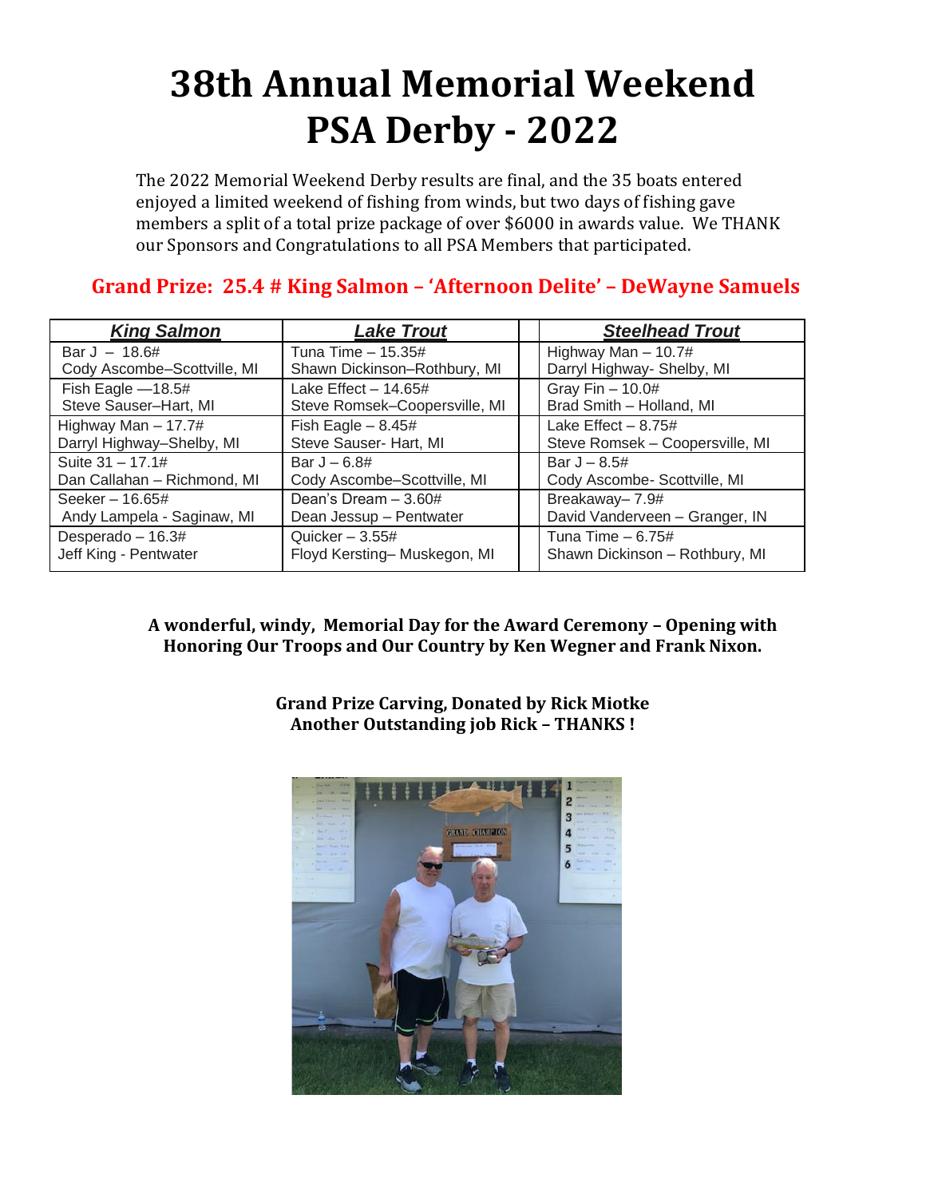# 38th Annual Memorial Weekend PSA Derby - 2022

The 2022 Memorial Weekend Derby results are final, and the 35 boats entered enjoyed a limited weekend of fishing from winds, but two days of fishing gave members a split of a total prize package of over $6000 in awards value. We THANK our Sponsors and Congratulations to all PSA Members that participated.

## Grand Prize: 25.4 # King Salmon – 'Afternoon Delite' – DeWayne Samuels

| King Salmon | Lake Trout | | Steelhead Trout |
|---|---|---|---|
| Bar J – 18.6#<br>Cody Ascombe–Scottville, MI | Tuna Time – 15.35#<br>Shawn Dickinson–Rothbury, MI | | Highway Man – 10.7#<br>Darryl Highway- Shelby, MI |
| Fish Eagle —18.5#<br>Steve Sauser–Hart, MI | Lake Effect – 14.65#<br>Steve Romsek–Coopersville, MI | | Gray Fin – 10.0#<br>Brad Smith – Holland, MI |
| Highway Man – 17.7#<br>Darryl Highway–Shelby, MI | Fish Eagle – 8.45#<br>Steve Sauser- Hart, MI | | Lake Effect – 8.75#<br>Steve Romsek – Coopersville, MI |
| Suite 31 – 17.1#<br>Dan Callahan – Richmond, MI | Bar J – 6.8#<br>Cody Ascombe–Scottville, MI | | Bar J – 8.5#<br>Cody Ascombe- Scottville, MI |
| Seeker – 16.65#<br>Andy Lampela - Saginaw, MI | Dean's Dream – 3.60#<br>Dean Jessup – Pentwater | | Breakaway– 7.9#<br>David Vanderveen – Granger, IN |
| Desperado – 16.3#<br>Jeff King - Pentwater | Quicker – 3.55#<br>Floyd Kersting– Muskegon, MI | | Tuna Time – 6.75#<br>Shawn Dickinson – Rothbury, MI |

**A wonderful, windy, Memorial Day for the Award Ceremony – Opening with Honoring Our Troops and Our Country by Ken Wegner and Frank Nixon.**

**Grand Prize Carving, Donated by Rick Miotke**
**Another Outstanding job Rick – THANKS !**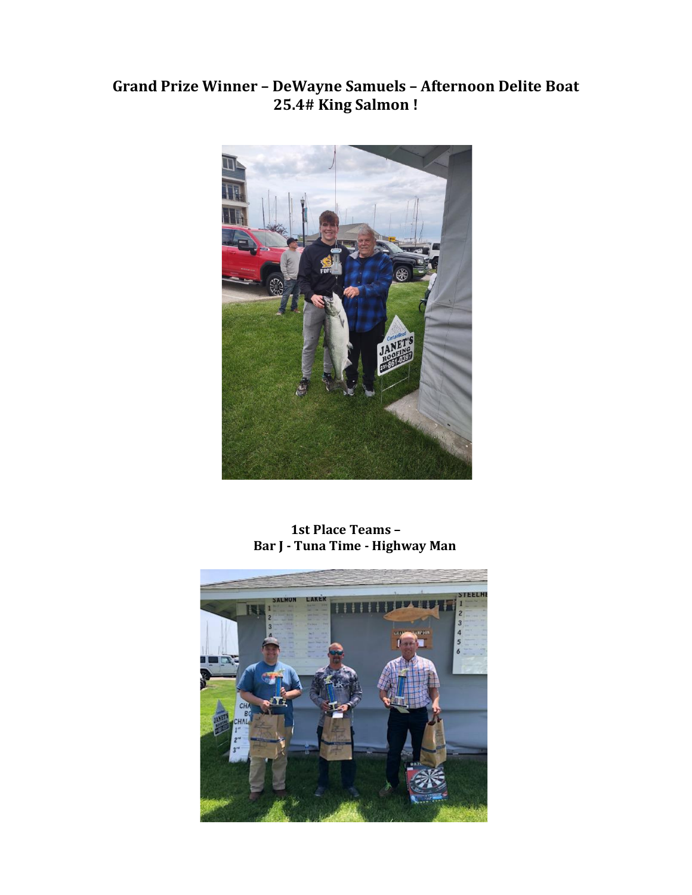**Grand Prize Winner – DeWayne Samuels – Afternoon Delite Boat 25.4# King Salmon !**

**1st Place Teams – Bar J - Tuna Time - Highway Man**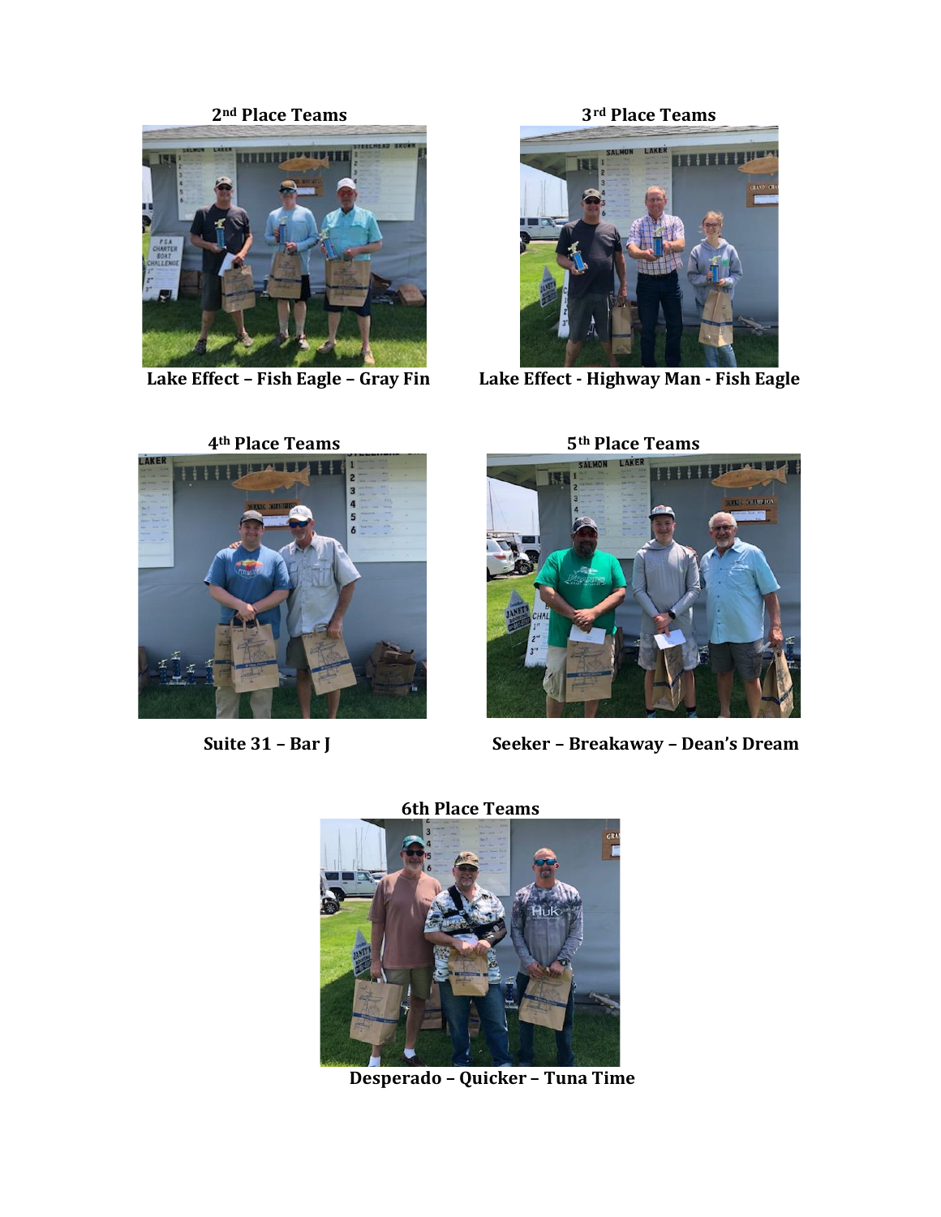**2nd Place Teams**

Lake Effect – Fish Eagle – Gray Fin

**3rd Place Teams**

Lake Effect - Highway Man - Fish Eagle

**4th Place Teams**

Suite 31 – Bar J

**5th Place Teams**

Seeker – Breakaway – Dean's Dream

**6th Place Teams**

Desperado – Quicker – Tuna Time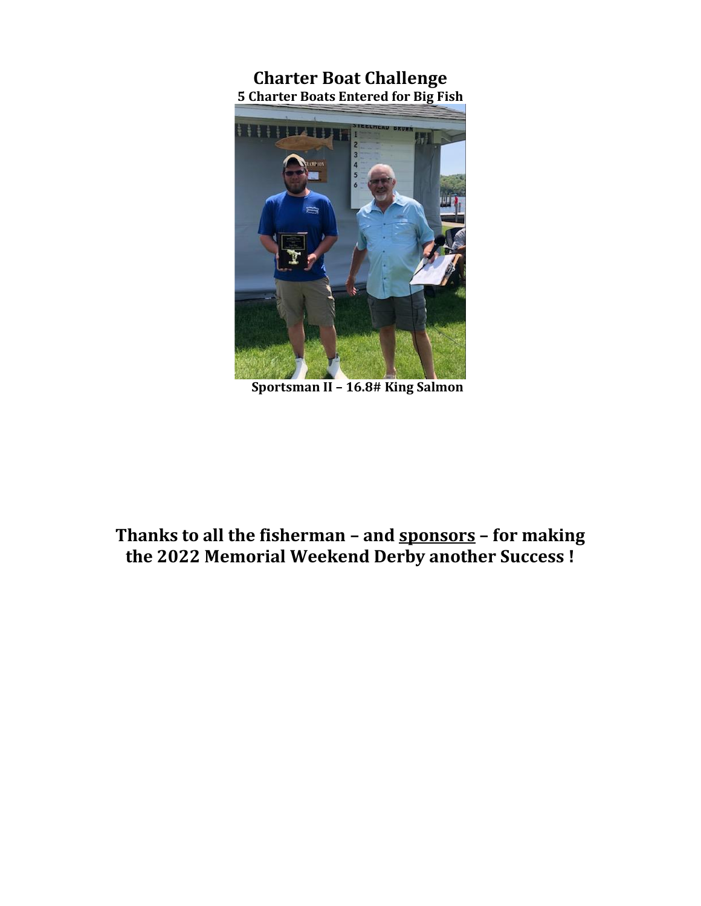## Charter Boat Challenge

**5 Charter Boats Entered for Big Fish**

**Sportsman II – 16.8# King Salmon**

**Thanks to all the fisherman – and sponsors – for making the 2022 Memorial Weekend Derby another Success !**